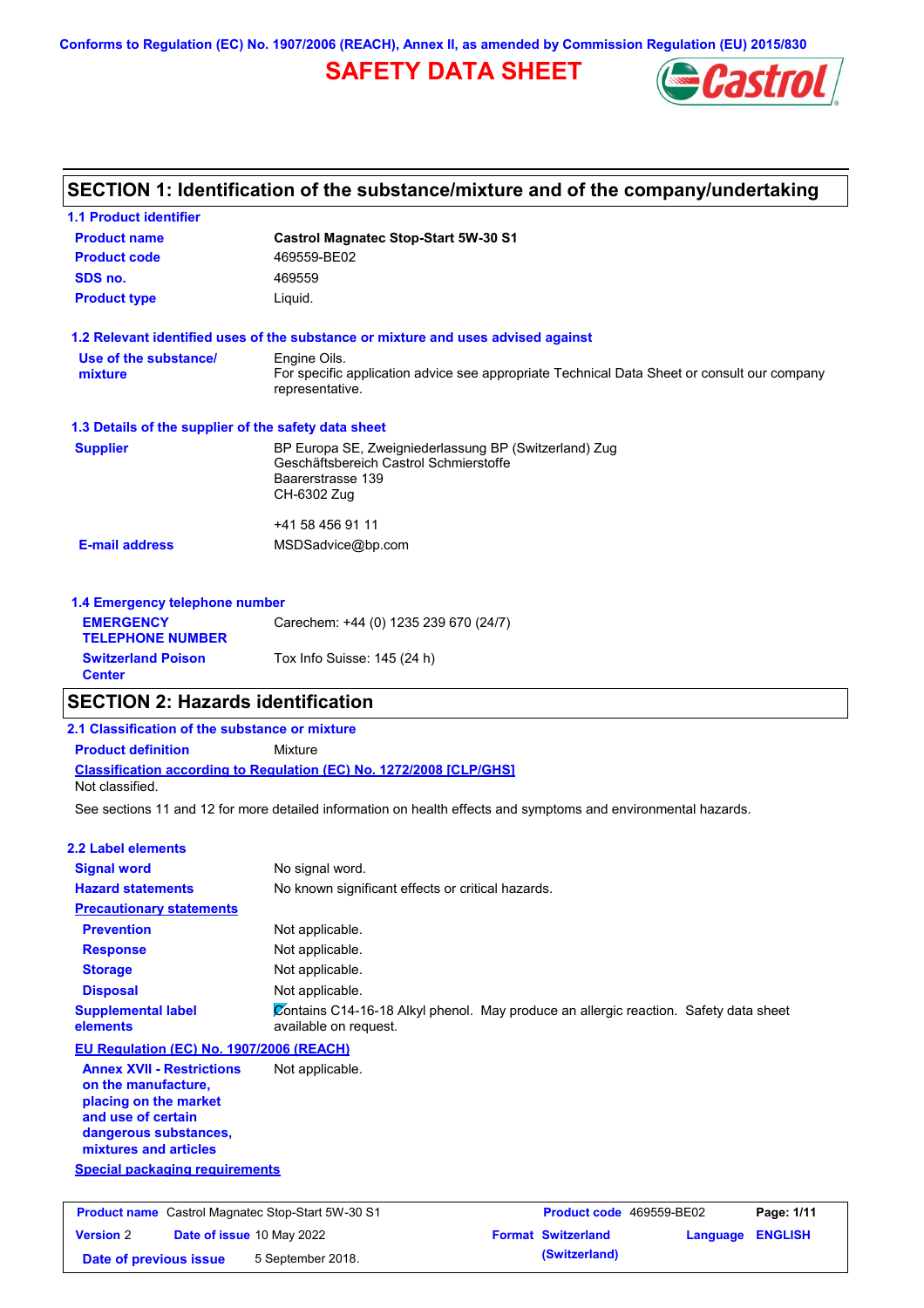Conforms to Regulation (EC) No. 1907/2006 (REACH), Annex II, as amended by Commission Regulation (EU) 2015/830

# SAFETY DATA SHEET

## SECTION 1: Identification of the substance/mixture and of the company/undertaking

### 1.1 Product identifier

| | |
|---|---|
| **Product name** | **Castrol Magnatec Stop-Start 5W-30 S1** |
| **Product code** | 469559-BE02 |
| **SDS no.** | 469559 |
| **Product type** | Liquid. |

### 1.2 Relevant identified uses of the substance or mixture and uses advised against

| | |
|---|---|
| **Use of the substance/ mixture** | Engine Oils.<br>For specific application advice see appropriate Technical Data Sheet or consult our company representative. |

### 1.3 Details of the supplier of the safety data sheet

| | |
|---|---|
| **Supplier** | BP Europa SE, Zweigniederlassung BP (Switzerland) Zug<br>Geschäftsbereich Castrol Schmierstoffe<br>Baarerstrasse 139<br>CH-6302 Zug<br><br>+41 58 456 91 11 |
| **E-mail address** | MSDSadvice@bp.com |

### 1.4 Emergency telephone number

| | |
|---|---|
| **EMERGENCY TELEPHONE NUMBER** | Carechem: +44 (0) 1235 239 670 (24/7) |
| **Switzerland Poison Center** | Tox Info Suisse: 145 (24 h) |

## SECTION 2: Hazards identification

### 2.1 Classification of the substance or mixture

**Product definition** Mixture

**Classification according to Regulation (EC) No. 1272/2008 [CLP/GHS]**

Not classified.

See sections 11 and 12 for more detailed information on health effects and symptoms and environmental hazards.

### 2.2 Label elements

| | |
|---|---|
| **Signal word** | No signal word. |
| **Hazard statements** | No known significant effects or critical hazards. |
| **Precautionary statements** | |
| **Prevention** | Not applicable. |
| **Response** | Not applicable. |
| **Storage** | Not applicable. |
| **Disposal** | Not applicable. |
| **Supplemental label elements** | Contains C14-16-18 Alkyl phenol. May produce an allergic reaction. Safety data sheet available on request. |

**EU Regulation (EC) No. 1907/2006 (REACH)**

| | |
|---|---|
| **Annex XVII - Restrictions on the manufacture, placing on the market and use of certain dangerous substances, mixtures and articles** | Not applicable. |

**Special packaging requirements**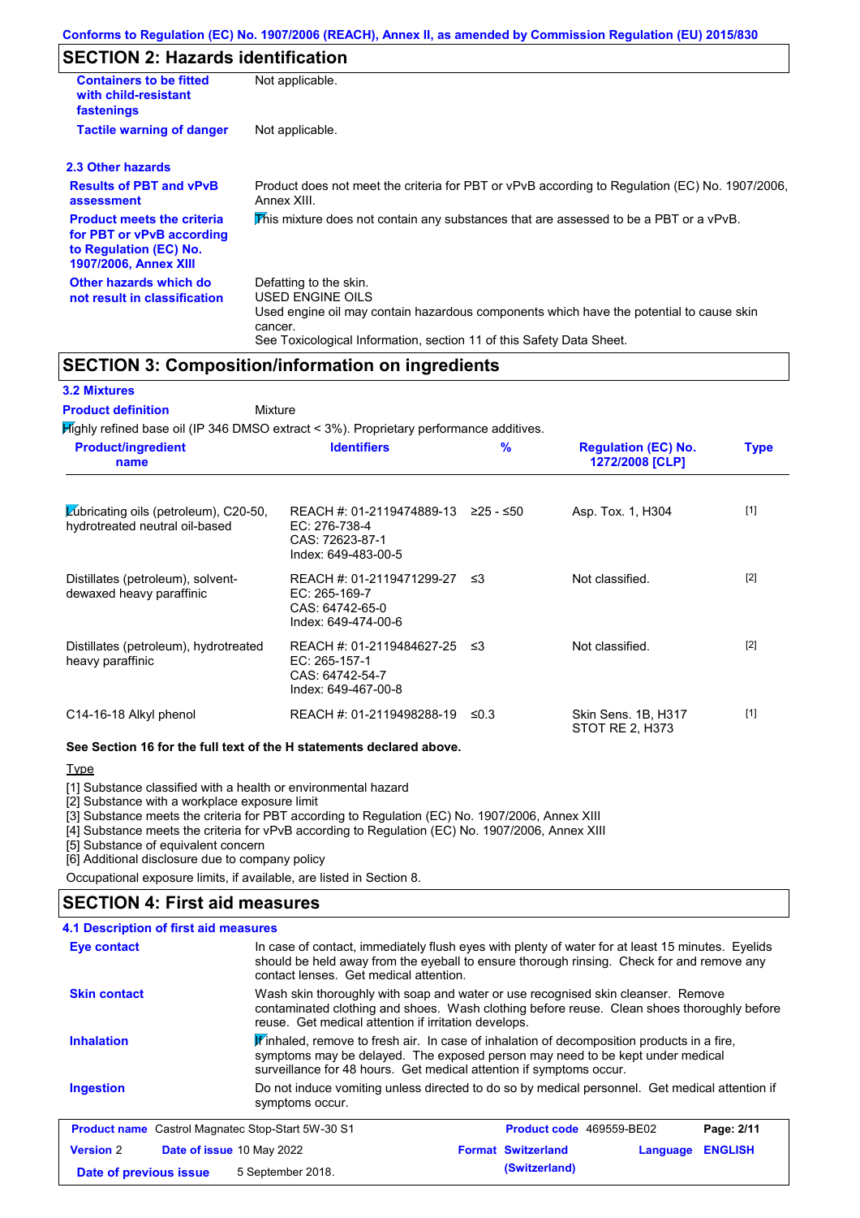## SECTION 2: Hazards identification

| | |
|---|---|
| **Containers to be fitted with child-resistant fastenings** | Not applicable. |
| **Tactile warning of danger** | Not applicable. |

### 2.3 Other hazards

| | |
|---|---|
| **Results of PBT and vPvB assessment** | Product does not meet the criteria for PBT or vPvB according to Regulation (EC) No. 1907/2006, Annex XIII. |
| **Product meets the criteria for PBT or vPvB according to Regulation (EC) No. 1907/2006, Annex XIII** | This mixture does not contain any substances that are assessed to be a PBT or a vPvB. |
| **Other hazards which do not result in classification** | Defatting to the skin.<br>USED ENGINE OILS<br>Used engine oil may contain hazardous components which have the potential to cause skin cancer.<br>See Toxicological Information, section 11 of this Safety Data Sheet. |

## SECTION 3: Composition/information on ingredients

### 3.2 Mixtures

**Product definition** Mixture

Highly refined base oil (IP 346 DMSO extract < 3%). Proprietary performance additives.

| Product/ingredient name | Identifiers | % | Regulation (EC) No. 1272/2008 [CLP] | Type |
|---|---|---|---|---|
| Lubricating oils (petroleum), C20-50, hydrotreated neutral oil-based | REACH #: 01-2119474889-13<br>EC: 276-738-4<br>CAS: 72623-87-1<br>Index: 649-483-00-5 | ≥25 - ≤50 | Asp. Tox. 1, H304 | [1] |
| Distillates (petroleum), solvent-dewaxed heavy paraffinic | REACH #: 01-2119471299-27<br>EC: 265-169-7<br>CAS: 64742-65-0<br>Index: 649-474-00-6 | ≤3 | Not classified. | [2] |
| Distillates (petroleum), hydrotreated heavy paraffinic | REACH #: 01-2119484627-25<br>EC: 265-157-1<br>CAS: 64742-54-7<br>Index: 649-467-00-8 | ≤3 | Not classified. | [2] |
| C14-16-18 Alkyl phenol | REACH #: 01-2119498288-19 | ≤0.3 | Skin Sens. 1B, H317<br>STOT RE 2, H373 | [1] |

**See Section 16 for the full text of the H statements declared above.**

Type

[1] Substance classified with a health or environmental hazard
[2] Substance with a workplace exposure limit
[3] Substance meets the criteria for PBT according to Regulation (EC) No. 1907/2006, Annex XIII
[4] Substance meets the criteria for vPvB according to Regulation (EC) No. 1907/2006, Annex XIII
[5] Substance of equivalent concern
[6] Additional disclosure due to company policy

Occupational exposure limits, if available, are listed in Section 8.

## SECTION 4: First aid measures

### 4.1 Description of first aid measures

| | |
|---|---|
| **Eye contact** | In case of contact, immediately flush eyes with plenty of water for at least 15 minutes. Eyelids should be held away from the eyeball to ensure thorough rinsing. Check for and remove any contact lenses. Get medical attention. |
| **Skin contact** | Wash skin thoroughly with soap and water or use recognised skin cleanser. Remove contaminated clothing and shoes. Wash clothing before reuse. Clean shoes thoroughly before reuse. Get medical attention if irritation develops. |
| **Inhalation** | If inhaled, remove to fresh air. In case of inhalation of decomposition products in a fire, symptoms may be delayed. The exposed person may need to be kept under medical surveillance for 48 hours. Get medical attention if symptoms occur. |
| **Ingestion** | Do not induce vomiting unless directed to do so by medical personnel. Get medical attention if symptoms occur. |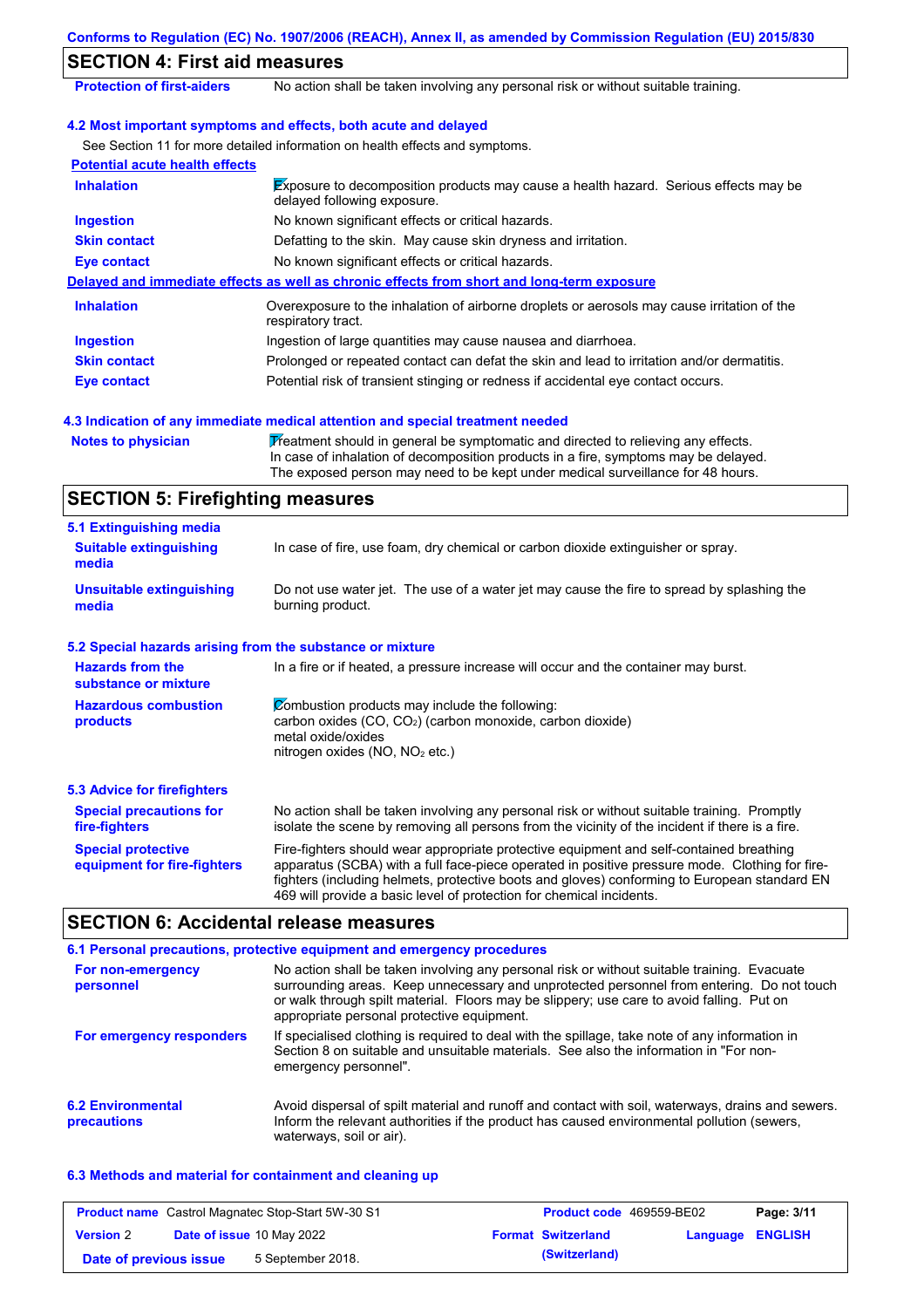## SECTION 4: First aid measures

| | |
|---|---|
| **Protection of first-aiders** | No action shall be taken involving any personal risk or without suitable training. |

### 4.2 Most important symptoms and effects, both acute and delayed

See Section 11 for more detailed information on health effects and symptoms.

**Potential acute health effects**

| | |
|---|---|
| **Inhalation** | Exposure to decomposition products may cause a health hazard. Serious effects may be delayed following exposure. |
| **Ingestion** | No known significant effects or critical hazards. |
| **Skin contact** | Defatting to the skin. May cause skin dryness and irritation. |
| **Eye contact** | No known significant effects or critical hazards. |

**Delayed and immediate effects as well as chronic effects from short and long-term exposure**

| | |
|---|---|
| **Inhalation** | Overexposure to the inhalation of airborne droplets or aerosols may cause irritation of the respiratory tract. |
| **Ingestion** | Ingestion of large quantities may cause nausea and diarrhoea. |
| **Skin contact** | Prolonged or repeated contact can defat the skin and lead to irritation and/or dermatitis. |
| **Eye contact** | Potential risk of transient stinging or redness if accidental eye contact occurs. |

### 4.3 Indication of any immediate medical attention and special treatment needed

| | |
|---|---|
| **Notes to physician** | Treatment should in general be symptomatic and directed to relieving any effects. In case of inhalation of decomposition products in a fire, symptoms may be delayed. The exposed person may need to be kept under medical surveillance for 48 hours. |

## SECTION 5: Firefighting measures

### 5.1 Extinguishing media

| | |
|---|---|
| **Suitable extinguishing media** | In case of fire, use foam, dry chemical or carbon dioxide extinguisher or spray. |
| **Unsuitable extinguishing media** | Do not use water jet. The use of a water jet may cause the fire to spread by splashing the burning product. |

### 5.2 Special hazards arising from the substance or mixture

| | |
|---|---|
| **Hazards from the substance or mixture** | In a fire or if heated, a pressure increase will occur and the container may burst. |
| **Hazardous combustion products** | Combustion products may include the following:<br>carbon oxides (CO, $CO_2$) (carbon monoxide, carbon dioxide)<br>metal oxide/oxides<br>nitrogen oxides (NO, $NO_2$ etc.) |

### 5.3 Advice for firefighters

| | |
|---|---|
| **Special precautions for fire-fighters** | No action shall be taken involving any personal risk or without suitable training. Promptly isolate the scene by removing all persons from the vicinity of the incident if there is a fire. |
| **Special protective equipment for fire-fighters** | Fire-fighters should wear appropriate protective equipment and self-contained breathing apparatus (SCBA) with a full face-piece operated in positive pressure mode. Clothing for fire-fighters (including helmets, protective boots and gloves) conforming to European standard EN 469 will provide a basic level of protection for chemical incidents. |

## SECTION 6: Accidental release measures

### 6.1 Personal precautions, protective equipment and emergency procedures

| | |
|---|---|
| **For non-emergency personnel** | No action shall be taken involving any personal risk or without suitable training. Evacuate surrounding areas. Keep unnecessary and unprotected personnel from entering. Do not touch or walk through spilt material. Floors may be slippery; use care to avoid falling. Put on appropriate personal protective equipment. |
| **For emergency responders** | If specialised clothing is required to deal with the spillage, take note of any information in Section 8 on suitable and unsuitable materials. See also the information in "For non-emergency personnel". |

| | |
|---|---|
| **6.2 Environmental precautions** | Avoid dispersal of spilt material and runoff and contact with soil, waterways, drains and sewers. Inform the relevant authorities if the product has caused environmental pollution (sewers, waterways, soil or air). |

### 6.3 Methods and material for containment and cleaning up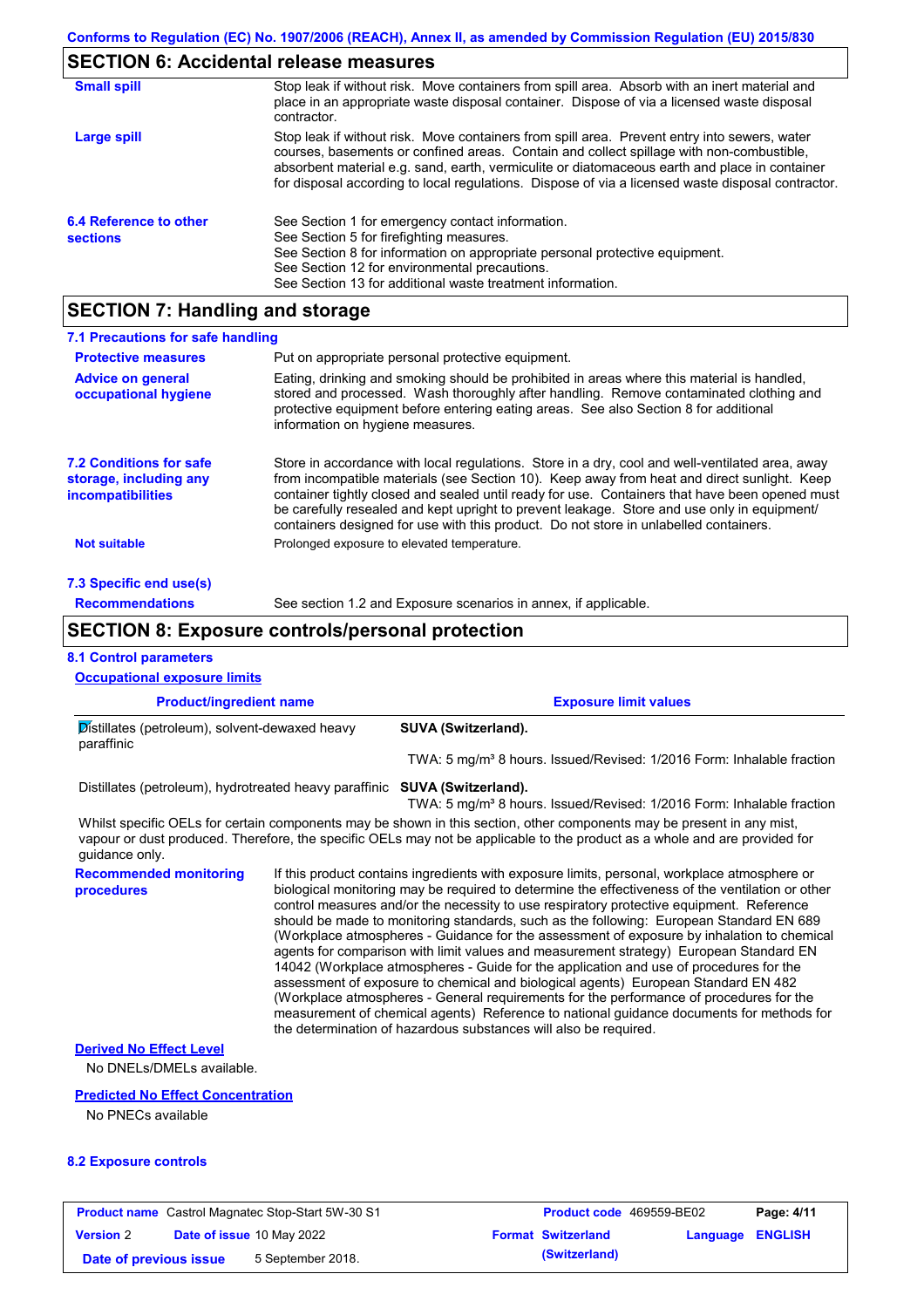## SECTION 6: Accidental release measures

**Small spill**

Stop leak if without risk. Move containers from spill area. Absorb with an inert material and place in an appropriate waste disposal container. Dispose of via a licensed waste disposal contractor.

**Large spill**

Stop leak if without risk. Move containers from spill area. Prevent entry into sewers, water courses, basements or confined areas. Contain and collect spillage with non-combustible, absorbent material e.g. sand, earth, vermiculite or diatomaceous earth and place in container for disposal according to local regulations. Dispose of via a licensed waste disposal contractor.

**6.4 Reference to other sections**

See Section 1 for emergency contact information.
See Section 5 for firefighting measures.
See Section 8 for information on appropriate personal protective equipment.
See Section 12 for environmental precautions.
See Section 13 for additional waste treatment information.

## SECTION 7: Handling and storage

### 7.1 Precautions for safe handling

**Protective measures**

Put on appropriate personal protective equipment.

**Advice on general occupational hygiene**

Eating, drinking and smoking should be prohibited in areas where this material is handled, stored and processed. Wash thoroughly after handling. Remove contaminated clothing and protective equipment before entering eating areas. See also Section 8 for additional information on hygiene measures.

**7.2 Conditions for safe storage, including any incompatibilities**

Store in accordance with local regulations. Store in a dry, cool and well-ventilated area, away from incompatible materials (see Section 10). Keep away from heat and direct sunlight. Keep container tightly closed and sealed until ready for use. Containers that have been opened must be carefully resealed and kept upright to prevent leakage. Store and use only in equipment/ containers designed for use with this product. Do not store in unlabelled containers.

**Not suitable**

Prolonged exposure to elevated temperature.

### 7.3 Specific end use(s)

**Recommendations**

See section 1.2 and Exposure scenarios in annex, if applicable.

## SECTION 8: Exposure controls/personal protection

### 8.1 Control parameters

**Occupational exposure limits**

| Product/ingredient name | Exposure limit values |
|---|---|
| Distillates (petroleum), solvent-dewaxed heavy paraffinic | **SUVA (Switzerland).**<br>TWA: 5 mg/m³ 8 hours. Issued/Revised: 1/2016 Form: Inhalable fraction |
| Distillates (petroleum), hydrotreated heavy paraffinic | **SUVA (Switzerland).**<br>TWA: 5 mg/m³ 8 hours. Issued/Revised: 1/2016 Form: Inhalable fraction |

Whilst specific OELs for certain components may be shown in this section, other components may be present in any mist, vapour or dust produced. Therefore, the specific OELs may not be applicable to the product as a whole and are provided for guidance only.

**Recommended monitoring procedures**

If this product contains ingredients with exposure limits, personal, workplace atmosphere or biological monitoring may be required to determine the effectiveness of the ventilation or other control measures and/or the necessity to use respiratory protective equipment. Reference should be made to monitoring standards, such as the following: European Standard EN 689 (Workplace atmospheres - Guidance for the assessment of exposure by inhalation to chemical agents for comparison with limit values and measurement strategy) European Standard EN 14042 (Workplace atmospheres - Guide for the application and use of procedures for the assessment of exposure to chemical and biological agents) European Standard EN 482 (Workplace atmospheres - General requirements for the performance of procedures for the measurement of chemical agents) Reference to national guidance documents for methods for the determination of hazardous substances will also be required.

**Derived No Effect Level**

No DNELs/DMELs available.

**Predicted No Effect Concentration**

No PNECs available

### 8.2 Exposure controls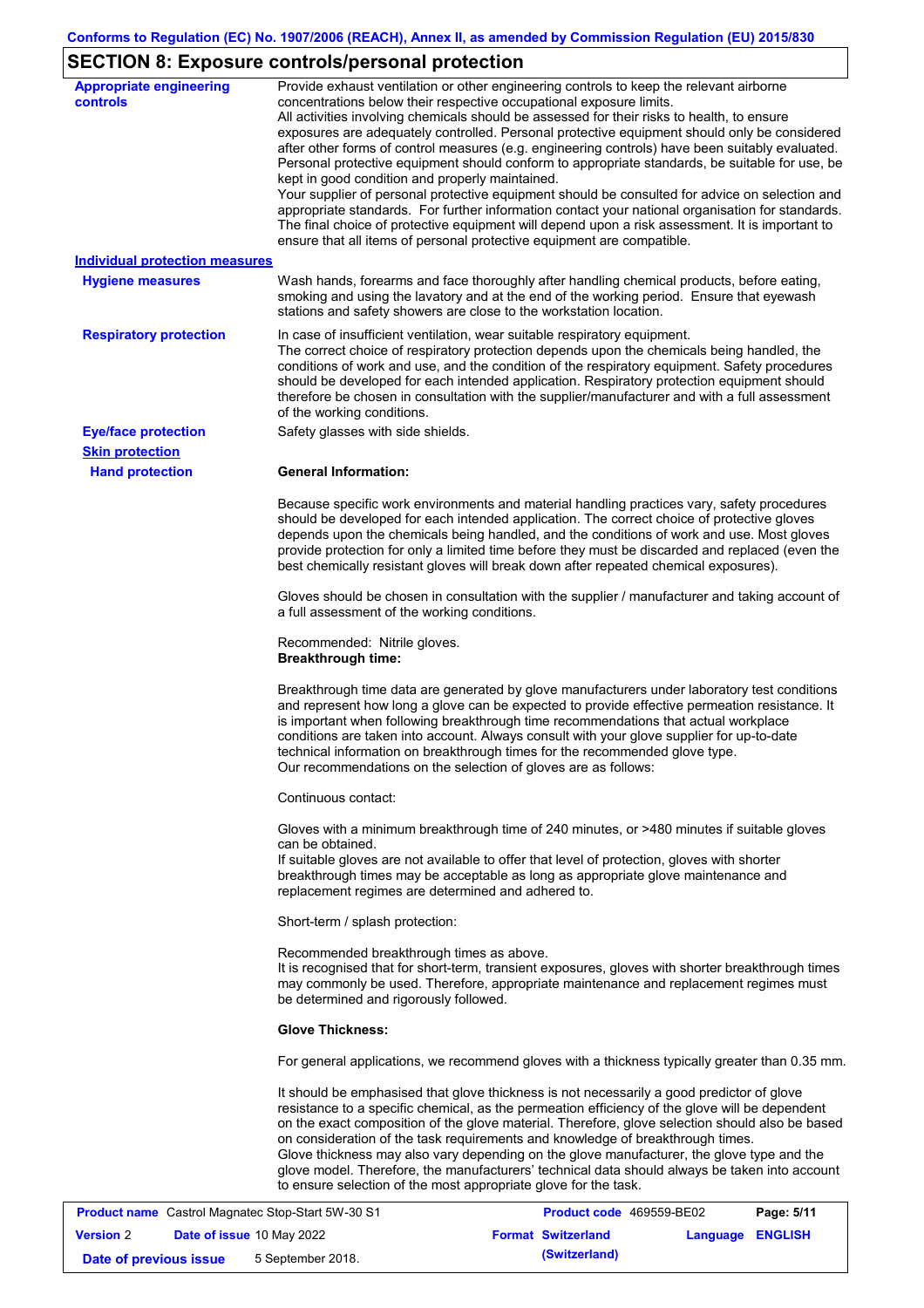# SECTION 8: Exposure controls/personal protection

**Appropriate engineering controls**

Provide exhaust ventilation or other engineering controls to keep the relevant airborne concentrations below their respective occupational exposure limits.
All activities involving chemicals should be assessed for their risks to health, to ensure exposures are adequately controlled. Personal protective equipment should only be considered after other forms of control measures (e.g. engineering controls) have been suitably evaluated. Personal protective equipment should conform to appropriate standards, be suitable for use, be kept in good condition and properly maintained.
Your supplier of personal protective equipment should be consulted for advice on selection and appropriate standards. For further information contact your national organisation for standards. The final choice of protective equipment will depend upon a risk assessment. It is important to ensure that all items of personal protective equipment are compatible.

**Individual protection measures**

**Hygiene measures**

Wash hands, forearms and face thoroughly after handling chemical products, before eating, smoking and using the lavatory and at the end of the working period. Ensure that eyewash stations and safety showers are close to the workstation location.

**Respiratory protection**

In case of insufficient ventilation, wear suitable respiratory equipment.
The correct choice of respiratory protection depends upon the chemicals being handled, the conditions of work and use, and the condition of the respiratory equipment. Safety procedures should be developed for each intended application. Respiratory protection equipment should therefore be chosen in consultation with the supplier/manufacturer and with a full assessment of the working conditions.

**Eye/face protection**

Safety glasses with side shields.

**Skin protection**

**Hand protection**

**General Information:**

Because specific work environments and material handling practices vary, safety procedures should be developed for each intended application. The correct choice of protective gloves depends upon the chemicals being handled, and the conditions of work and use. Most gloves provide protection for only a limited time before they must be discarded and replaced (even the best chemically resistant gloves will break down after repeated chemical exposures).

Gloves should be chosen in consultation with the supplier / manufacturer and taking account of a full assessment of the working conditions.

Recommended: Nitrile gloves.
**Breakthrough time:**

Breakthrough time data are generated by glove manufacturers under laboratory test conditions and represent how long a glove can be expected to provide effective permeation resistance. It is important when following breakthrough time recommendations that actual workplace conditions are taken into account. Always consult with your glove supplier for up-to-date technical information on breakthrough times for the recommended glove type.
Our recommendations on the selection of gloves are as follows:

Continuous contact:

Gloves with a minimum breakthrough time of 240 minutes, or >480 minutes if suitable gloves can be obtained.
If suitable gloves are not available to offer that level of protection, gloves with shorter breakthrough times may be acceptable as long as appropriate glove maintenance and replacement regimes are determined and adhered to.

Short-term / splash protection:

Recommended breakthrough times as above.
It is recognised that for short-term, transient exposures, gloves with shorter breakthrough times may commonly be used. Therefore, appropriate maintenance and replacement regimes must be determined and rigorously followed.

**Glove Thickness:**

For general applications, we recommend gloves with a thickness typically greater than 0.35 mm.

It should be emphasised that glove thickness is not necessarily a good predictor of glove resistance to a specific chemical, as the permeation efficiency of the glove will be dependent on the exact composition of the glove material. Therefore, glove selection should also be based on consideration of the task requirements and knowledge of breakthrough times.
Glove thickness may also vary depending on the glove manufacturer, the glove type and the glove model. Therefore, the manufacturers' technical data should always be taken into account to ensure selection of the most appropriate glove for the task.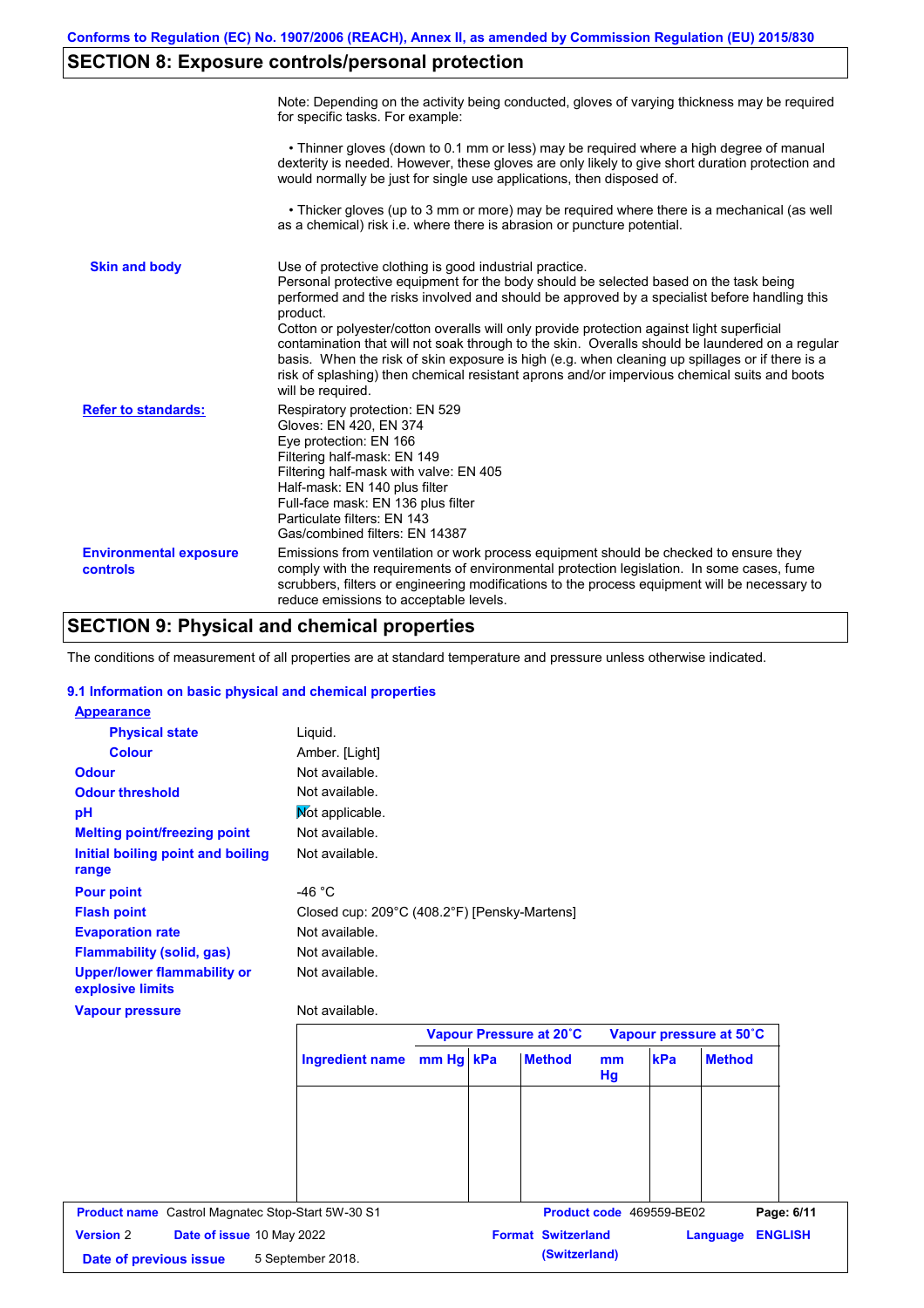## SECTION 8: Exposure controls/personal protection

Note: Depending on the activity being conducted, gloves of varying thickness may be required for specific tasks. For example:

• Thinner gloves (down to 0.1 mm or less) may be required where a high degree of manual dexterity is needed. However, these gloves are only likely to give short duration protection and would normally be just for single use applications, then disposed of.

• Thicker gloves (up to 3 mm or more) may be required where there is a mechanical (as well as a chemical) risk i.e. where there is abrasion or puncture potential.

**Skin and body**

Use of protective clothing is good industrial practice.
Personal protective equipment for the body should be selected based on the task being performed and the risks involved and should be approved by a specialist before handling this product.
Cotton or polyester/cotton overalls will only provide protection against light superficial contamination that will not soak through to the skin. Overalls should be laundered on a regular basis. When the risk of skin exposure is high (e.g. when cleaning up spillages or if there is a risk of splashing) then chemical resistant aprons and/or impervious chemical suits and boots will be required.

**Refer to standards:**

Respiratory protection: EN 529
Gloves: EN 420, EN 374
Eye protection: EN 166
Filtering half-mask: EN 149
Filtering half-mask with valve: EN 405
Half-mask: EN 140 plus filter
Full-face mask: EN 136 plus filter
Particulate filters: EN 143
Gas/combined filters: EN 14387

**Environmental exposure controls**

Emissions from ventilation or work process equipment should be checked to ensure they comply with the requirements of environmental protection legislation. In some cases, fume scrubbers, filters or engineering modifications to the process equipment will be necessary to reduce emissions to acceptable levels.

## SECTION 9: Physical and chemical properties

The conditions of measurement of all properties are at standard temperature and pressure unless otherwise indicated.

### 9.1 Information on basic physical and chemical properties

**Appearance**

| | |
|---|---|
| **Physical state** | Liquid. |
| **Colour** | Amber. [Light] |
| **Odour** | Not available. |
| **Odour threshold** | Not available. |
| **pH** | Not applicable. |
| **Melting point/freezing point** | Not available. |
| **Initial boiling point and boiling range** | Not available. |
| **Pour point** | -46 °C |
| **Flash point** | Closed cup: 209°C (408.2°F) [Pensky-Martens] |
| **Evaporation rate** | Not available. |
| **Flammability (solid, gas)** | Not available. |
| **Upper/lower flammability or explosive limits** | Not available. |
| **Vapour pressure** | Not available. |

| | Vapour Pressure at 20˚C | | | Vapour pressure at 50˚C | | |
|---|---|---|---|---|---|---|
| **Ingredient name** | **mm Hg** | **kPa** | **Method** | **mm Hg** | **kPa** | **Method** |
| | | | | | | |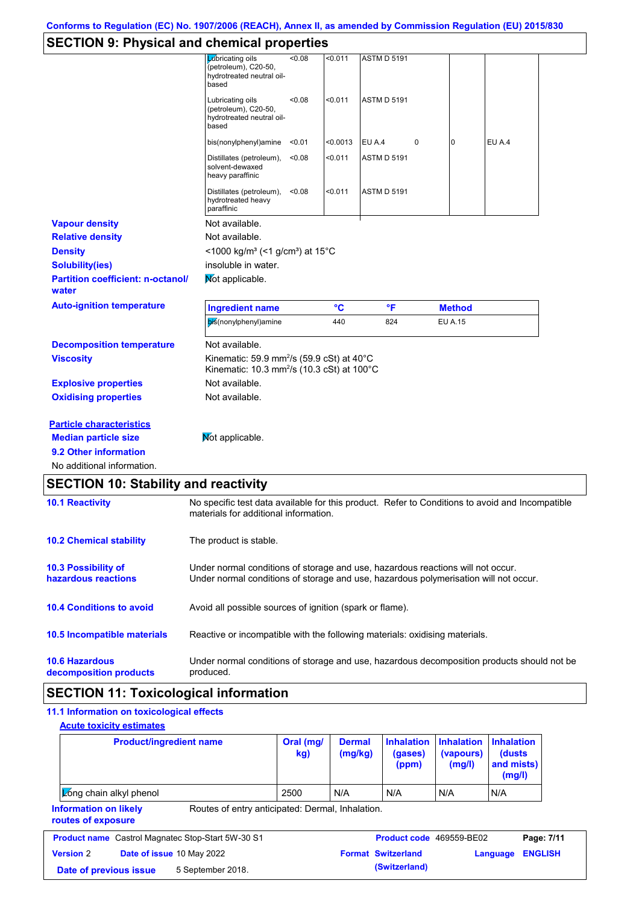## SECTION 9: Physical and chemical properties

| | | | | | | |
|---|---|---|---|---|---|---|
| Lubricating oils (petroleum), C20-50, hydrotreated neutral oil-based | <0.08 | <0.011 | ASTM D 5191 | | | |
| Lubricating oils (petroleum), C20-50, hydrotreated neutral oil-based | <0.08 | <0.011 | ASTM D 5191 | | | |
| bis(nonylphenyl)amine | <0.01 | <0.0013 | EU A.4 | 0 | 0 | EU A.4 |
| Distillates (petroleum), solvent-dewaxed heavy paraffinic | <0.08 | <0.011 | ASTM D 5191 | | | |
| Distillates (petroleum), hydrotreated heavy paraffinic | <0.08 | <0.011 | ASTM D 5191 | | | |

**Vapour density** Not available.

**Relative density** Not available.

**Density** <1000 kg/m³ (<1 g/cm³) at 15°C

**Solubility(ies)** insoluble in water.

**Partition coefficient: n-octanol/ water** Not applicable.

**Auto-ignition temperature**

| Ingredient name | °C | °F | Method |
|---|---|---|---|
| bis(nonylphenyl)amine | 440 | 824 | EU A.15 |

**Decomposition temperature** Not available.

**Viscosity** Kinematic: 59.9 mm²/s (59.9 cSt) at 40°C
Kinematic: 10.3 mm²/s (10.3 cSt) at 100°C

**Explosive properties** Not available.

**Oxidising properties** Not available.

**Particle characteristics**

**Median particle size** Not applicable.

**9.2 Other information**

No additional information.

## SECTION 10: Stability and reactivity

**10.1 Reactivity** No specific test data available for this product. Refer to Conditions to avoid and Incompatible materials for additional information.

**10.2 Chemical stability** The product is stable.

**10.3 Possibility of hazardous reactions** Under normal conditions of storage and use, hazardous reactions will not occur.
Under normal conditions of storage and use, hazardous polymerisation will not occur.

**10.4 Conditions to avoid** Avoid all possible sources of ignition (spark or flame).

**10.5 Incompatible materials** Reactive or incompatible with the following materials: oxidising materials.

**10.6 Hazardous decomposition products** Under normal conditions of storage and use, hazardous decomposition products should not be produced.

## SECTION 11: Toxicological information

**11.1 Information on toxicological effects**

**Acute toxicity estimates**

| Product/ingredient name | Oral (mg/kg) | Dermal (mg/kg) | Inhalation (gases) (ppm) | Inhalation (vapours) (mg/l) | Inhalation (dusts and mists) (mg/l) |
|---|---|---|---|---|---|
| Long chain alkyl phenol | 2500 | N/A | N/A | N/A | N/A |

**Information on likely routes of exposure** Routes of entry anticipated: Dermal, Inhalation.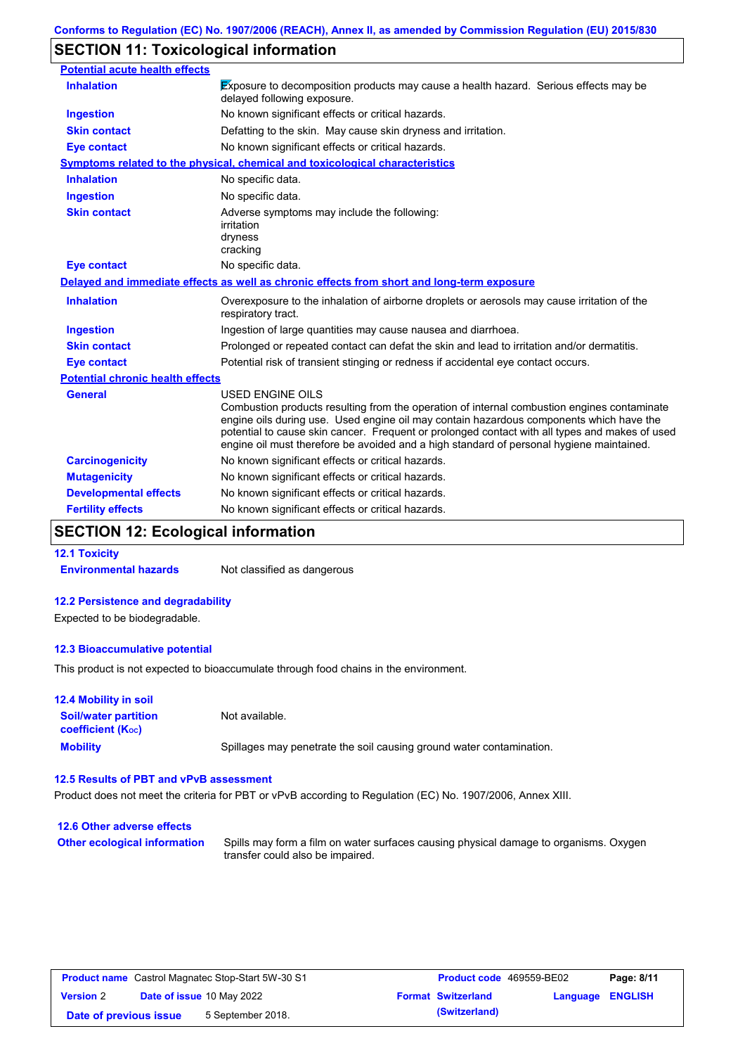## SECTION 11: Toxicological information

**Potential acute health effects**

| | |
|---|---|
| **Inhalation** | Exposure to decomposition products may cause a health hazard. Serious effects may be delayed following exposure. |
| **Ingestion** | No known significant effects or critical hazards. |
| **Skin contact** | Defatting to the skin. May cause skin dryness and irritation. |
| **Eye contact** | No known significant effects or critical hazards. |

**Symptoms related to the physical, chemical and toxicological characteristics**

| | |
|---|---|
| **Inhalation** | No specific data. |
| **Ingestion** | No specific data. |
| **Skin contact** | Adverse symptoms may include the following:<br>irritation<br>dryness<br>cracking |
| **Eye contact** | No specific data. |

**Delayed and immediate effects as well as chronic effects from short and long-term exposure**

| | |
|---|---|
| **Inhalation** | Overexposure to the inhalation of airborne droplets or aerosols may cause irritation of the respiratory tract. |
| **Ingestion** | Ingestion of large quantities may cause nausea and diarrhoea. |
| **Skin contact** | Prolonged or repeated contact can defat the skin and lead to irritation and/or dermatitis. |
| **Eye contact** | Potential risk of transient stinging or redness if accidental eye contact occurs. |

**Potential chronic health effects**

| | |
|---|---|
| **General** | USED ENGINE OILS<br>Combustion products resulting from the operation of internal combustion engines contaminate engine oils during use. Used engine oil may contain hazardous components which have the potential to cause skin cancer. Frequent or prolonged contact with all types and makes of used engine oil must therefore be avoided and a high standard of personal hygiene maintained. |
| **Carcinogenicity** | No known significant effects or critical hazards. |
| **Mutagenicity** | No known significant effects or critical hazards. |
| **Developmental effects** | No known significant effects or critical hazards. |
| **Fertility effects** | No known significant effects or critical hazards. |

## SECTION 12: Ecological information

### 12.1 Toxicity

**Environmental hazards** Not classified as dangerous

### 12.2 Persistence and degradability

Expected to be biodegradable.

### 12.3 Bioaccumulative potential

This product is not expected to bioaccumulate through food chains in the environment.

### 12.4 Mobility in soil

| | |
|---|---|
| **Soil/water partition coefficient ($K_{OC}$)** | Not available. |
| **Mobility** | Spillages may penetrate the soil causing ground water contamination. |

### 12.5 Results of PBT and vPvB assessment

Product does not meet the criteria for PBT or vPvB according to Regulation (EC) No. 1907/2006, Annex XIII.

### 12.6 Other adverse effects

**Other ecological information** Spills may form a film on water surfaces causing physical damage to organisms. Oxygen transfer could also be impaired.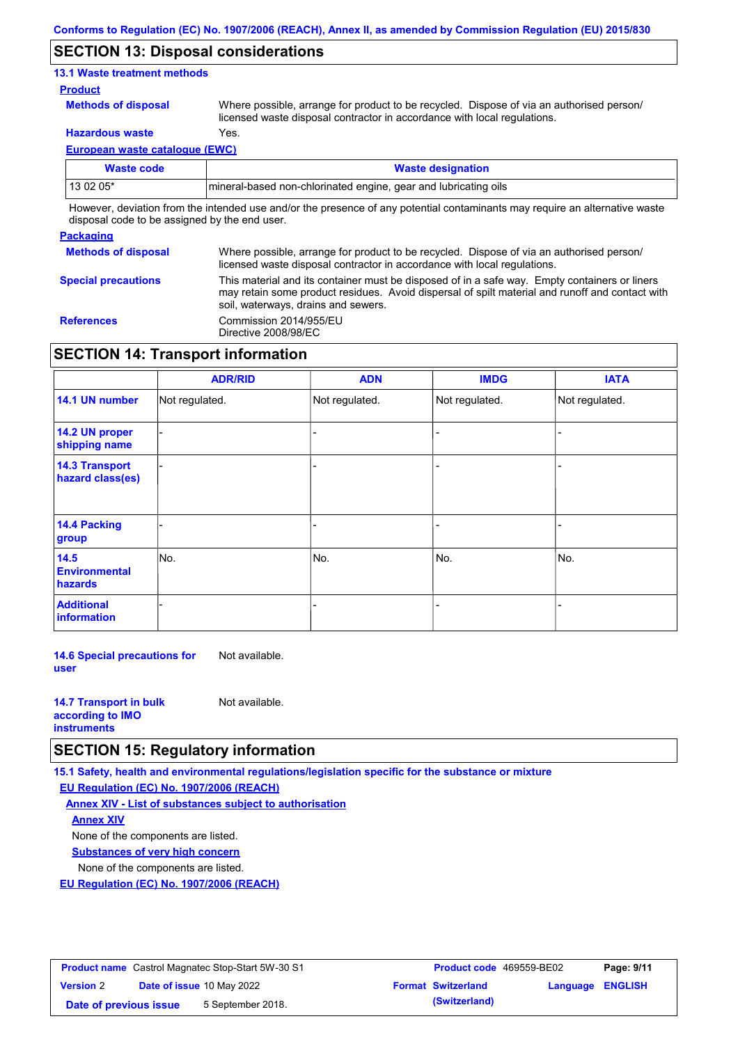## SECTION 13: Disposal considerations

### 13.1 Waste treatment methods

**Product**

**Methods of disposal** Where possible, arrange for product to be recycled. Dispose of via an authorised person/ licensed waste disposal contractor in accordance with local regulations.

**Hazardous waste** Yes.

**European waste catalogue (EWC)**

| Waste code | Waste designation |
|---|---|
| 13 02 05* | mineral-based non-chlorinated engine, gear and lubricating oils |

However, deviation from the intended use and/or the presence of any potential contaminants may require an alternative waste disposal code to be assigned by the end user.

**Packaging**

**Methods of disposal** Where possible, arrange for product to be recycled. Dispose of via an authorised person/ licensed waste disposal contractor in accordance with local regulations.

**Special precautions** This material and its container must be disposed of in a safe way. Empty containers or liners may retain some product residues. Avoid dispersal of spilt material and runoff and contact with soil, waterways, drains and sewers.

**References** Commission 2014/955/EU
Directive 2008/98/EC

## SECTION 14: Transport information

| | ADR/RID | ADN | IMDG | IATA |
|---|---|---|---|---|
| 14.1 UN number | Not regulated. | Not regulated. | Not regulated. | Not regulated. |
| 14.2 UN proper shipping name | - | - | - | - |
| 14.3 Transport hazard class(es) | - | - | - | - |
| 14.4 Packing group | - | - | - | - |
| 14.5 Environmental hazards | No. | No. | No. | No. |
| Additional information | - | - | - | - |

**14.6 Special precautions for user** Not available.

**14.7 Transport in bulk according to IMO instruments** Not available.

## SECTION 15: Regulatory information

### 15.1 Safety, health and environmental regulations/legislation specific for the substance or mixture

**EU Regulation (EC) No. 1907/2006 (REACH)**

**Annex XIV - List of substances subject to authorisation**

**Annex XIV**

None of the components are listed.

**Substances of very high concern**

None of the components are listed.

**EU Regulation (EC) No. 1907/2006 (REACH)**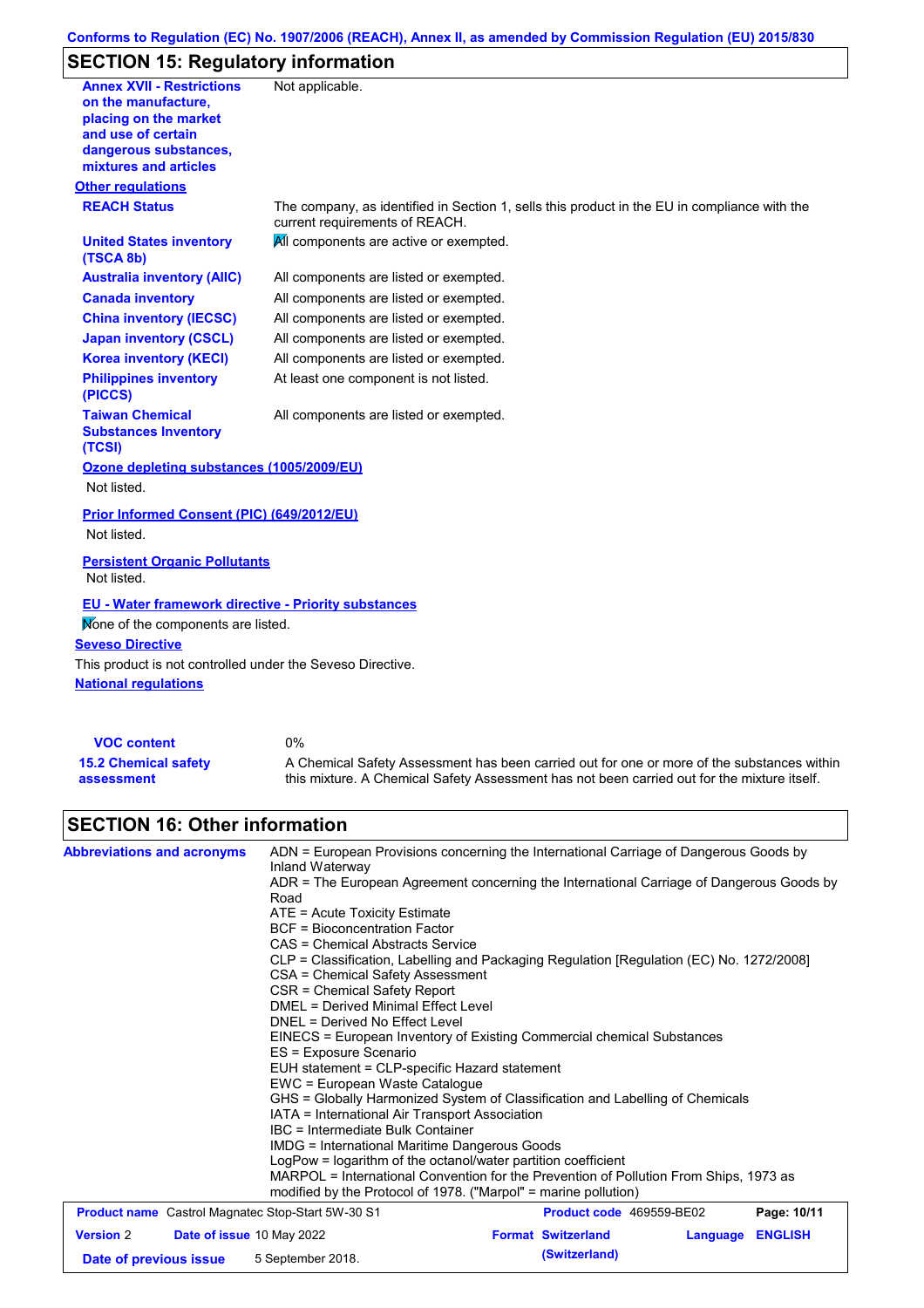## SECTION 15: Regulatory information

| | |
|---|---|
| **Annex XVII - Restrictions on the manufacture, placing on the market and use of certain dangerous substances, mixtures and articles** | Not applicable. |

**Other regulations**

| | |
|---|---|
| **REACH Status** | The company, as identified in Section 1, sells this product in the EU in compliance with the current requirements of REACH. |
| **United States inventory (TSCA 8b)** | All components are active or exempted. |
| **Australia inventory (AIIC)** | All components are listed or exempted. |
| **Canada inventory** | All components are listed or exempted. |
| **China inventory (IECSC)** | All components are listed or exempted. |
| **Japan inventory (CSCL)** | All components are listed or exempted. |
| **Korea inventory (KECI)** | All components are listed or exempted. |
| **Philippines inventory (PICCS)** | At least one component is not listed. |
| **Taiwan Chemical Substances Inventory (TCSI)** | All components are listed or exempted. |

**Ozone depleting substances (1005/2009/EU)**

Not listed.

**Prior Informed Consent (PIC) (649/2012/EU)**

Not listed.

**Persistent Organic Pollutants**

Not listed.

**EU - Water framework directive - Priority substances**

None of the components are listed.

**Seveso Directive**

This product is not controlled under the Seveso Directive.

**National regulations**

| | |
|---|---|
| **VOC content** | 0% |
| **15.2 Chemical safety assessment** | A Chemical Safety Assessment has been carried out for one or more of the substances within this mixture. A Chemical Safety Assessment has not been carried out for the mixture itself. |

## SECTION 16: Other information

**Abbreviations and acronyms**

ADN = European Provisions concerning the International Carriage of Dangerous Goods by Inland Waterway
ADR = The European Agreement concerning the International Carriage of Dangerous Goods by Road
ATE = Acute Toxicity Estimate
BCF = Bioconcentration Factor
CAS = Chemical Abstracts Service
CLP = Classification, Labelling and Packaging Regulation [Regulation (EC) No. 1272/2008]
CSA = Chemical Safety Assessment
CSR = Chemical Safety Report
DMEL = Derived Minimal Effect Level
DNEL = Derived No Effect Level
EINECS = European Inventory of Existing Commercial chemical Substances
ES = Exposure Scenario
EUH statement = CLP-specific Hazard statement
EWC = European Waste Catalogue
GHS = Globally Harmonized System of Classification and Labelling of Chemicals
IATA = International Air Transport Association
IBC = Intermediate Bulk Container
IMDG = International Maritime Dangerous Goods
LogPow = logarithm of the octanol/water partition coefficient
MARPOL = International Convention for the Prevention of Pollution From Ships, 1973 as modified by the Protocol of 1978. ("Marpol" = marine pollution)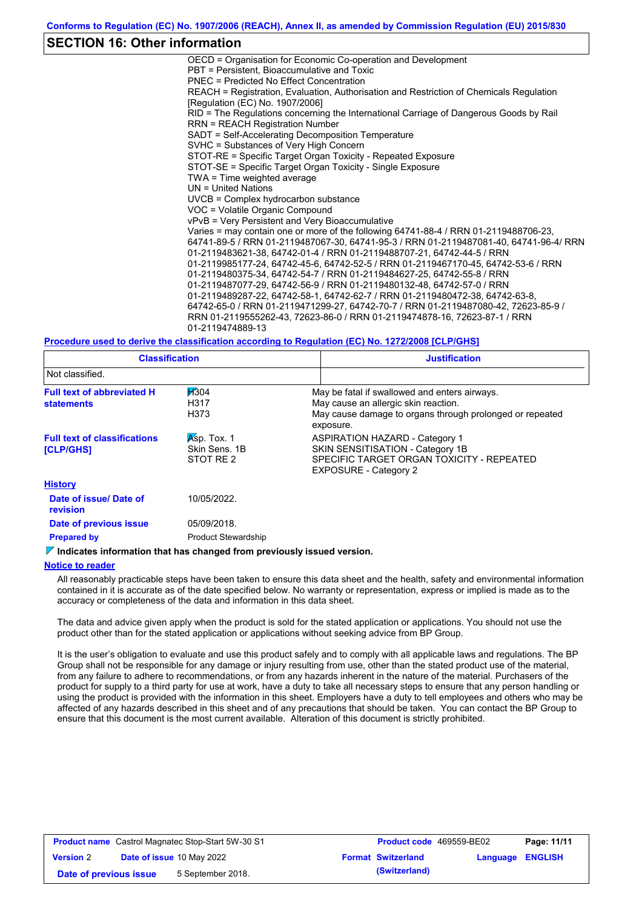Conforms to Regulation (EC) No. 1907/2006 (REACH), Annex II, as amended by Commission Regulation (EU) 2015/830

## SECTION 16: Other information

OECD = Organisation for Economic Co-operation and Development
PBT = Persistent, Bioaccumulative and Toxic
PNEC = Predicted No Effect Concentration
REACH = Registration, Evaluation, Authorisation and Restriction of Chemicals Regulation [Regulation (EC) No. 1907/2006]
RID = The Regulations concerning the International Carriage of Dangerous Goods by Rail
RRN = REACH Registration Number
SADT = Self-Accelerating Decomposition Temperature
SVHC = Substances of Very High Concern
STOT-RE = Specific Target Organ Toxicity - Repeated Exposure
STOT-SE = Specific Target Organ Toxicity - Single Exposure
TWA = Time weighted average
UN = United Nations
UVCB = Complex hydrocarbon substance
VOC = Volatile Organic Compound
vPvB = Very Persistent and Very Bioaccumulative
Varies = may contain one or more of the following 64741-88-4 / RRN 01-2119488706-23, 64741-89-5 / RRN 01-2119487067-30, 64741-95-3 / RRN 01-2119487081-40, 64741-96-4/ RRN 01-2119483621-38, 64742-01-4 / RRN 01-2119488707-21, 64742-44-5 / RRN 01-2119985177-24, 64742-45-6, 64742-52-5 / RRN 01-2119467170-45, 64742-53-6 / RRN 01-2119480375-34, 64742-54-7 / RRN 01-2119484627-25, 64742-55-8 / RRN 01-2119487077-29, 64742-56-9 / RRN 01-2119480132-48, 64742-57-0 / RRN 01-2119489287-22, 64742-58-1, 64742-62-7 / RRN 01-2119480472-38, 64742-63-8, 64742-65-0 / RRN 01-2119471299-27, 64742-70-7 / RRN 01-2119487080-42, 72623-85-9 / RRN 01-2119555262-43, 72623-86-0 / RRN 01-2119474878-16, 72623-87-1 / RRN 01-2119474889-13

**Procedure used to derive the classification according to Regulation (EC) No. 1272/2008 [CLP/GHS]**

| Classification | Justification |
|---|---|
| Not classified. | |

**Full text of abbreviated H statements**

| | | |
|---|---|---|
| H304 | May be fatal if swallowed and enters airways. |
| H317 | May cause an allergic skin reaction. |
| H373 | May cause damage to organs through prolonged or repeated exposure. |

**Full text of classifications [CLP/GHS]**

| | |
|---|---|
| Asp. Tox. 1 | ASPIRATION HAZARD - Category 1 |
| Skin Sens. 1B | SKIN SENSITISATION - Category 1B |
| STOT RE 2 | SPECIFIC TARGET ORGAN TOXICITY - REPEATED EXPOSURE - Category 2 |

**History**

**Date of issue/ Date of revision:** 10/05/2022.

**Date of previous issue:** 05/09/2018.

**Prepared by:** Product Stewardship

**Indicates information that has changed from previously issued version.**

**Notice to reader**

All reasonably practicable steps have been taken to ensure this data sheet and the health, safety and environmental information contained in it is accurate as of the date specified below. No warranty or representation, express or implied is made as to the accuracy or completeness of the data and information in this data sheet.

The data and advice given apply when the product is sold for the stated application or applications. You should not use the product other than for the stated application or applications without seeking advice from BP Group.

It is the user's obligation to evaluate and use this product safely and to comply with all applicable laws and regulations. The BP Group shall not be responsible for any damage or injury resulting from use, other than the stated product use of the material, from any failure to adhere to recommendations, or from any hazards inherent in the nature of the material. Purchasers of the product for supply to a third party for use at work, have a duty to take all necessary steps to ensure that any person handling or using the product is provided with the information in this sheet. Employers have a duty to tell employees and others who may be affected of any hazards described in this sheet and of any precautions that should be taken. You can contact the BP Group to ensure that this document is the most current available. Alteration of this document is strictly prohibited.

| | | | |
|---|---|---|---|
| **Product name** Castrol Magnatec Stop-Start 5W-30 S1 | | **Product code** 469559-BE02 | |
| **Version** 2 | **Date of issue** 10 May 2022 | **Format** Switzerland (Switzerland) | **Language** ENGLISH |
| **Date of previous issue** 5 September 2018. | | | |